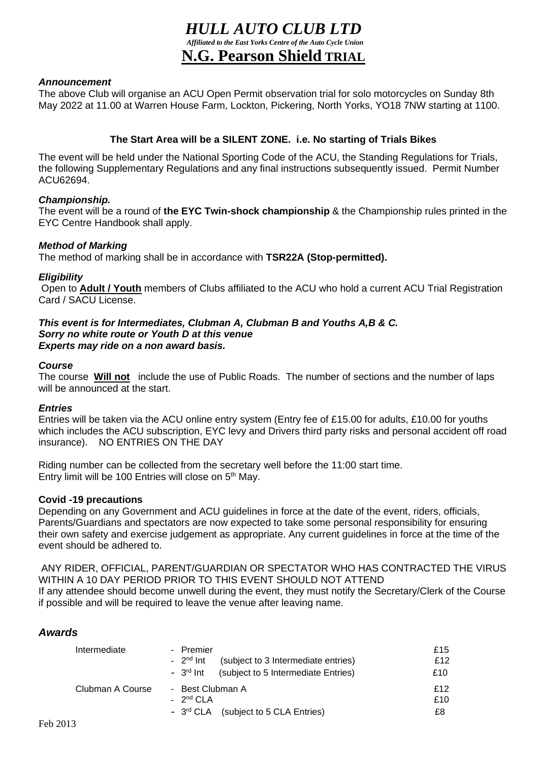# *HULL AUTO CLUB LTD*

*Affiliated to the East Yorks Centre of the Auto Cycle Union*

## N.G. Pearson Shield TRIAL

***Announcement***

The above Club will organise an ACU Open Permit observation trial for solo motorcycles on Sunday 8th May 2022 at 11.00 at Warren House Farm, Lockton, Pickering, North Yorks, YO18 7NW starting at 1100.

**The Start Area will be a SILENT ZONE. i.e. No starting of Trials Bikes**

The event will be held under the National Sporting Code of the ACU, the Standing Regulations for Trials, the following Supplementary Regulations and any final instructions subsequently issued. Permit Number ACU62694.

***Championship.***

The event will be a round of **the EYC Twin-shock championship** & the Championship rules printed in the EYC Centre Handbook shall apply.

***Method of Marking***

The method of marking shall be in accordance with **TSR22A (Stop-permitted).**

***Eligibility***

Open to **Adult / Youth** members of Clubs affiliated to the ACU who hold a current ACU Trial Registration Card / SACU License.

***This event is for Intermediates, Clubman A, Clubman B and Youths A,B & C.***
***Sorry no white route or Youth D at this venue***
***Experts may ride on a non award basis.***

***Course***

The course **Will not** include the use of Public Roads. The number of sections and the number of laps will be announced at the start.

***Entries***

Entries will be taken via the ACU online entry system (Entry fee of £15.00 for adults, £10.00 for youths which includes the ACU subscription, EYC levy and Drivers third party risks and personal accident off road insurance). NO ENTRIES ON THE DAY

Riding number can be collected from the secretary well before the 11:00 start time.
Entry limit will be 100 Entries will close on 5th May.

**Covid -19 precautions**

Depending on any Government and ACU guidelines in force at the date of the event, riders, officials, Parents/Guardians and spectators are now expected to take some personal responsibility for ensuring their own safety and exercise judgement as appropriate. Any current guidelines in force at the time of the event should be adhered to.

ANY RIDER, OFFICIAL, PARENT/GUARDIAN OR SPECTATOR WHO HAS CONTRACTED THE VIRUS WITHIN A 10 DAY PERIOD PRIOR TO THIS EVENT SHOULD NOT ATTEND
If any attendee should become unwell during the event, they must notify the Secretary/Clerk of the Course if possible and will be required to leave the venue after leaving name.

### *Awards*

| | | |
|---|---|---|
| Intermediate | - Premier | £15 |
| | - 2nd Int (subject to 3 Intermediate entries) | £12 |
| | - 3rd Int (subject to 5 Intermediate Entries) | £10 |
| Clubman A Course | - Best Clubman A | £12 |
| | - 2nd CLA | £10 |
| | - 3rd CLA (subject to 5 CLA Entries) | £8 |

Feb 2013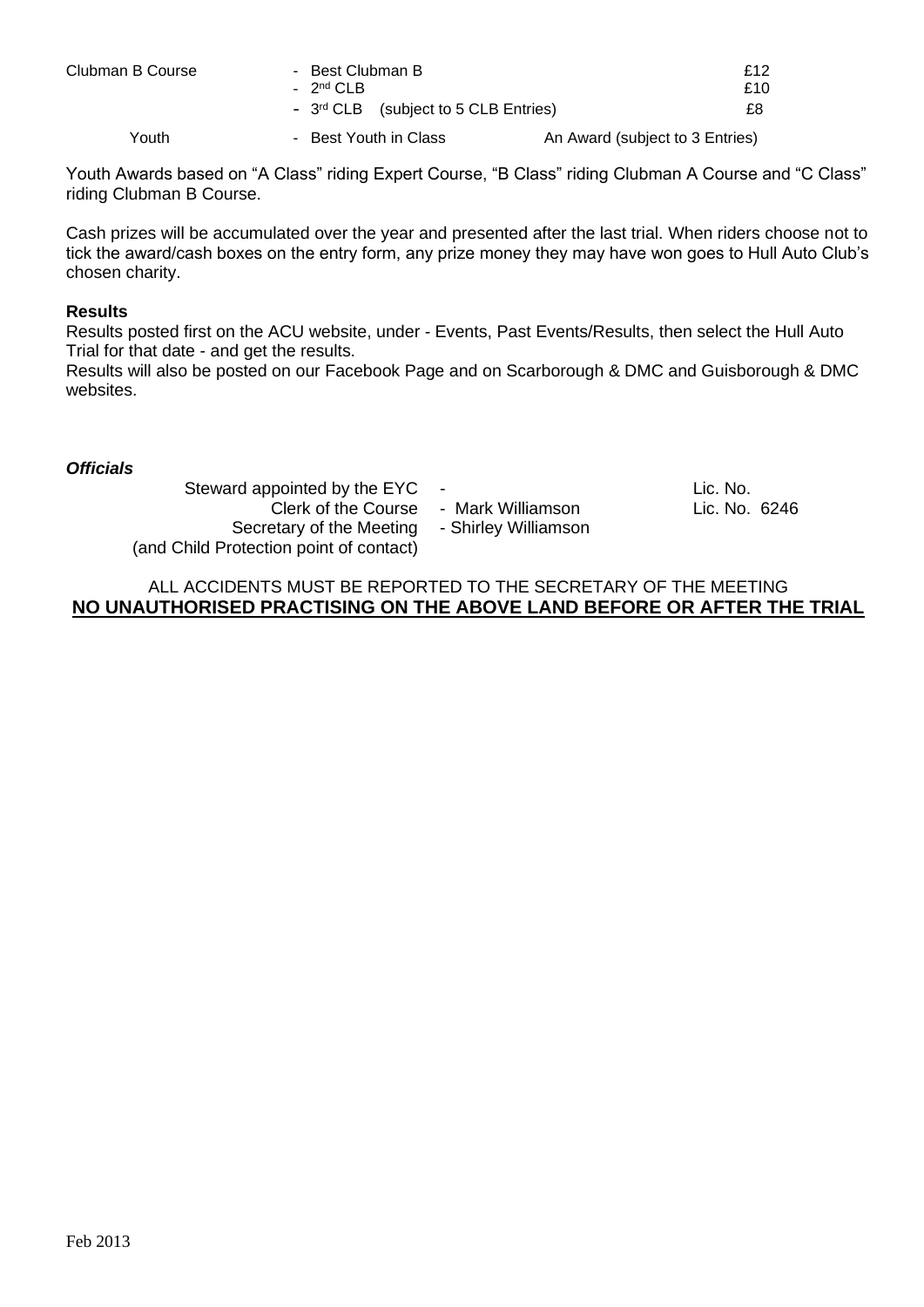| | | |
|---|---|---|
| Clubman B Course | - Best Clubman B | £12 |
| | - 2nd CLB | £10 |
| | - 3rd CLB (subject to 5 CLB Entries) | £8 |
| Youth | - Best Youth in Class | An Award (subject to 3 Entries) |

Youth Awards based on “A Class” riding Expert Course, “B Class” riding Clubman A Course and “C Class” riding Clubman B Course.

Cash prizes will be accumulated over the year and presented after the last trial. When riders choose not to tick the award/cash boxes on the entry form, any prize money they may have won goes to Hull Auto Club’s chosen charity.

**Results**

Results posted first on the ACU website, under - Events, Past Events/Results, then select the Hull Auto Trial for that date - and get the results.
Results will also be posted on our Facebook Page and on Scarborough & DMC and Guisborough & DMC websites.

***Officials***

| | | |
|---|---|---|
| Steward appointed by the EYC | - | Lic. No. |
| Clerk of the Course | - Mark Williamson | Lic. No. 6246 |
| Secretary of the Meeting (and Child Protection point of contact) | - Shirley Williamson | |

ALL ACCIDENTS MUST BE REPORTED TO THE SECRETARY OF THE MEETING

**NO UNAUTHORISED PRACTISING ON THE ABOVE LAND BEFORE OR AFTER THE TRIAL**

Feb 2013